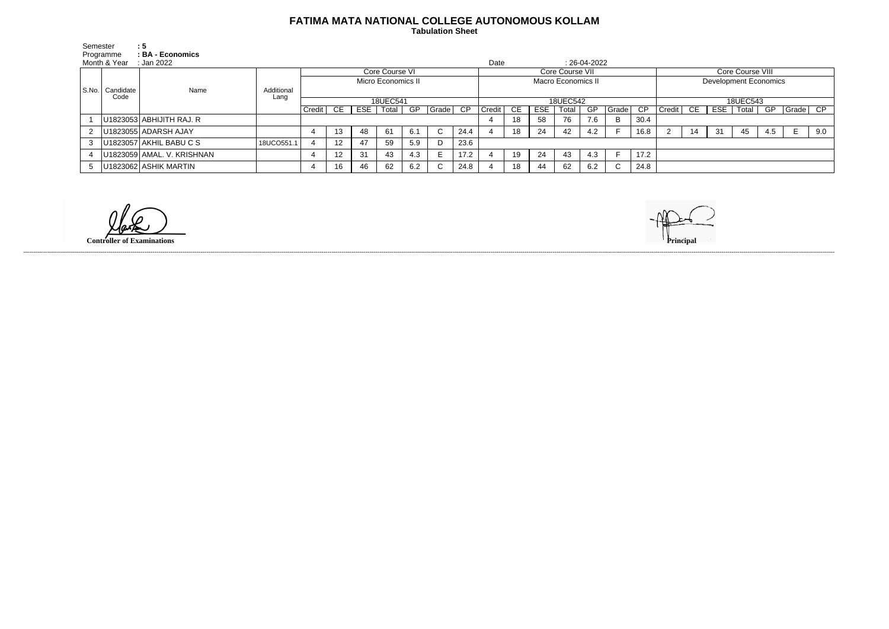# FATIMA MATA NATIONAL COLLEGE AUTONOMOUS KOLLAM

**Tabulation Sheet**

Semester **: 5**
Programme **: BA - Economics**
Month & Year : Jan 2022 Date : 26-04-2022

| S.No. | Candidate Code | Name | Additional Lang | Core Course VI | | | | | | | Core Course VII | | | | | | | Core Course VIII | | | | | | |
|---|---|---|---|---|---|---|---|---|---|---|---|---|---|---|---|---|---|---|---|---|---|---|---|---|
| | | | | Micro Economics II | | | | | | | Macro Economics II | | | | | | | Development Economics | | | | | | |
| | | | | 18UEC541 | | | | | | | 18UEC542 | | | | | | | 18UEC543 | | | | | | |
| | | | | Credit | CE | ESE | Total | GP | Grade | CP | Credit | CE | ESE | Total | GP | Grade | CP | Credit | CE | ESE | Total | GP | Grade | CP |
| 1 | U1823053 | ABHIJITH RAJ. R | | | | | | | | | 4 | 18 | 58 | 76 | 7.6 | B | 30.4 | | | | | | | |
| 2 | U1823055 | ADARSH AJAY | | 4 | 13 | 48 | 61 | 6.1 | C | 24.4 | 4 | 18 | 24 | 42 | 4.2 | F | 16.8 | 2 | 14 | 31 | 45 | 4.5 | E | 9.0 |
| 3 | U1823057 | AKHIL BABU C S | 18UCO551.1 | 4 | 12 | 47 | 59 | 5.9 | D | 23.6 | | | | | | | | | | | | | | |
| 4 | U1823059 | AMAL. V. KRISHNAN | | 4 | 12 | 31 | 43 | 4.3 | E | 17.2 | 4 | 19 | 24 | 43 | 4.3 | F | 17.2 | | | | | | | |
| 5 | U1823062 | ASHIK MARTIN | | 4 | 16 | 46 | 62 | 6.2 | C | 24.8 | 4 | 18 | 44 | 62 | 6.2 | C | 24.8 | | | | | | | |

**Controller of Examinations** **Principal**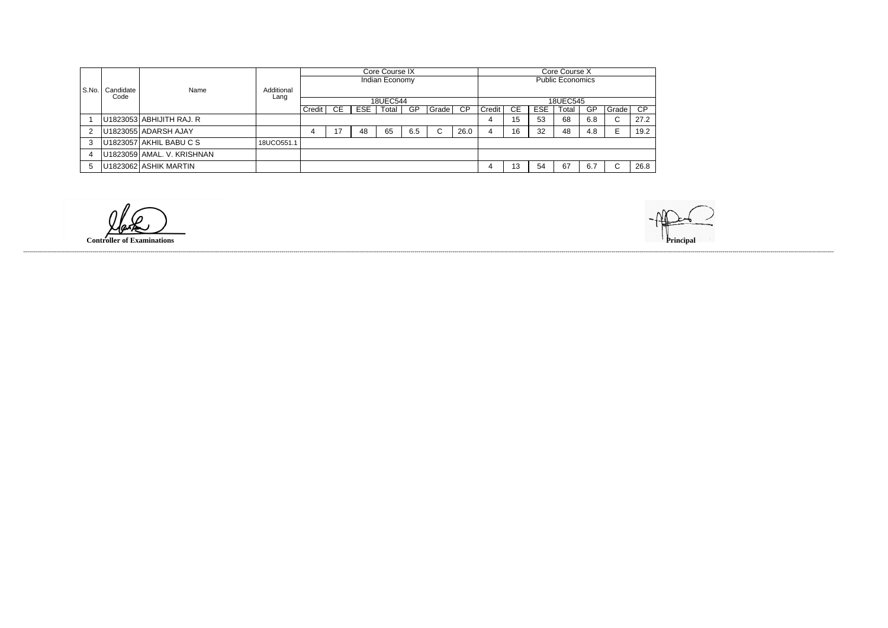| S.No. | Candidate Code | Name | Additional Lang | Core Course IX Indian Economy 18UEC544 | | | | | | | Core Course X Public Economics 18UEC545 | | | | | | |
|---|---|---|---|---|---|---|---|---|---|---|---|---|---|---|---|---|---|
| | | | | Credit | CE | ESE | Total | GP | Grade | CP | Credit | CE | ESE | Total | GP | Grade | CP |
| 1 | U1823053 | ABHIJITH RAJ. R | | | | | | | | | 4 | 15 | 53 | 68 | 6.8 | C | 27.2 |
| 2 | U1823055 | ADARSH AJAY | | 4 | 17 | 48 | 65 | 6.5 | C | 26.0 | 4 | 16 | 32 | 48 | 4.8 | E | 19.2 |
| 3 | U1823057 | AKHIL BABU C S | 18UCO551.1 | | | | | | | | | | | | | | |
| 4 | U1823059 | AMAL. V. KRISHNAN | | | | | | | | | | | | | | | |
| 5 | U1823062 | ASHIK MARTIN | | | | | | | | | 4 | 13 | 54 | 67 | 6.7 | C | 26.8 |

**Controller of Examinations**

**Principal**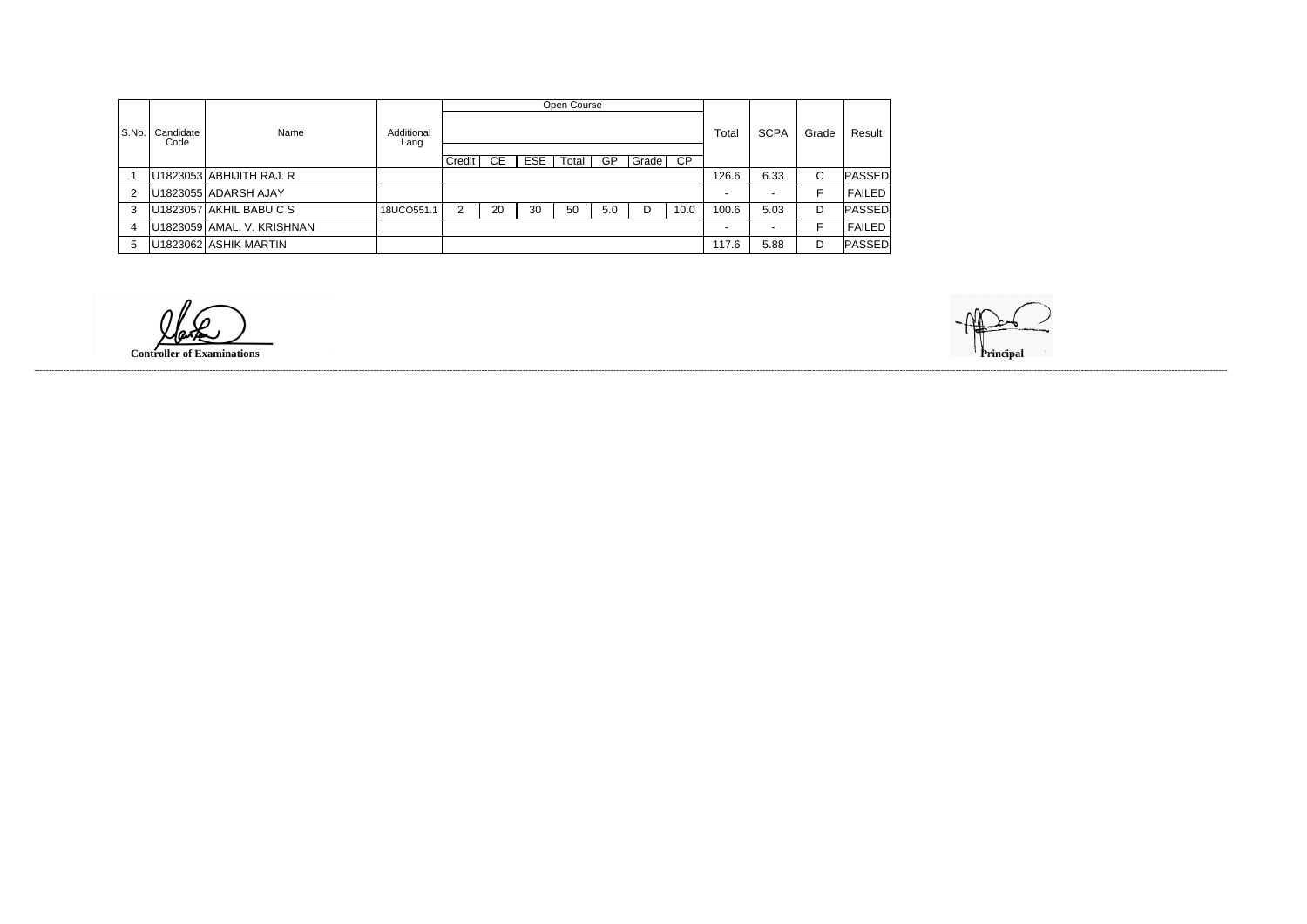| S.No. | Candidate Code | Name | Additional Lang | Open Course | | | | | | | Total | SCPA | Grade | Result |
|---|---|---|---|---|---|---|---|---|---|---|---|---|---|---|
| | | | | Credit | CE | ESE | Total | GP | Grade | CP | | | | |
| 1 | U1823053 | ABHIJITH RAJ. R | | | | | | | | | 126.6 | 6.33 | C | PASSED |
| 2 | U1823055 | ADARSH AJAY | | | | | | | | | - | - | F | FAILED |
| 3 | U1823057 | AKHIL BABU C S | 18UCO551.1 | 2 | 20 | 30 | 50 | 5.0 | D | 10.0 | 100.6 | 5.03 | D | PASSED |
| 4 | U1823059 | AMAL. V. KRISHNAN | | | | | | | | | - | - | F | FAILED |
| 5 | U1823062 | ASHIK MARTIN | | | | | | | | | 117.6 | 5.88 | D | PASSED |

**Controller of Examinations**

**Principal**